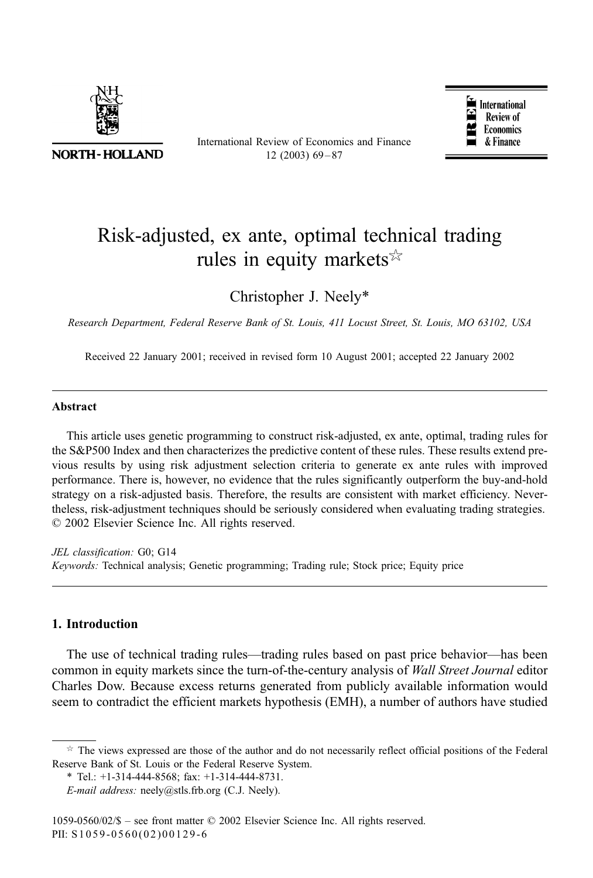# Risk-adjusted, ex ante, optimal technical trading rules in equity markets☆

Christopher J. Neely*

*Research Department, Federal Reserve Bank of St. Louis, 411 Locust Street, St. Louis, MO 63102, USA*

Received 22 January 2001; received in revised form 10 August 2001; accepted 22 January 2002

---

## Abstract

This article uses genetic programming to construct risk-adjusted, ex ante, optimal, trading rules for the S&P500 Index and then characterizes the predictive content of these rules. These results extend previous results by using risk adjustment selection criteria to generate ex ante rules with improved performance. There is, however, no evidence that the rules significantly outperform the buy-and-hold strategy on a risk-adjusted basis. Therefore, the results are consistent with market efficiency. Nevertheless, risk-adjustment techniques should be seriously considered when evaluating trading strategies.
© 2002 Elsevier Science Inc. All rights reserved.

*JEL classification:* G0; G14

*Keywords:* Technical analysis; Genetic programming; Trading rule; Stock price; Equity price

---

## 1. Introduction

The use of technical trading rules—trading rules based on past price behavior—has been common in equity markets since the turn-of-the-century analysis of *Wall Street Journal* editor Charles Dow. Because excess returns generated from publicly available information would seem to contradict the efficient markets hypothesis (EMH), a number of authors have studied

---

☆ The views expressed are those of the author and do not necessarily reflect official positions of the Federal Reserve Bank of St. Louis or the Federal Reserve System.

\* Tel.: +1-314-444-8568; fax: +1-314-444-8731.

*E-mail address:* neely@stls.frb.org (C.J. Neely).

1059-0560/02/$ – see front matter © 2002 Elsevier Science Inc. All rights reserved.
PII: S1059-0560(02)00129-6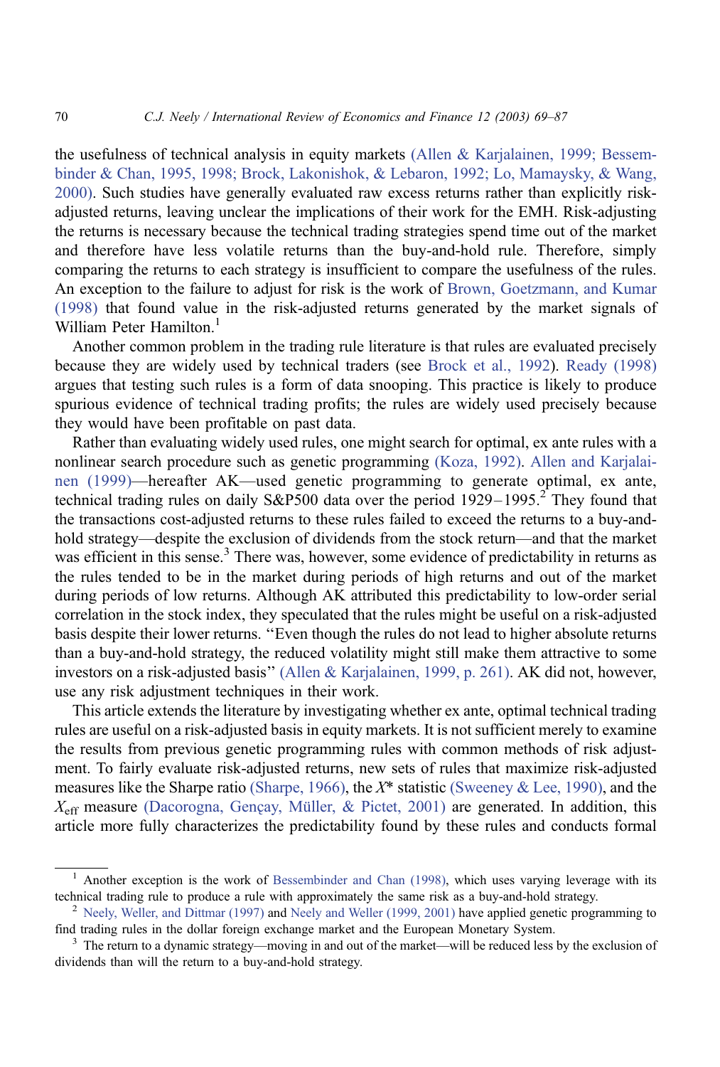the usefulness of technical analysis in equity markets (Allen & Karjalainen, 1999; Bessembinder & Chan, 1995, 1998; Brock, Lakonishok, & Lebaron, 1992; Lo, Mamaysky, & Wang, 2000). Such studies have generally evaluated raw excess returns rather than explicitly risk-adjusted returns, leaving unclear the implications of their work for the EMH. Risk-adjusting the returns is necessary because the technical trading strategies spend time out of the market and therefore have less volatile returns than the buy-and-hold rule. Therefore, simply comparing the returns to each strategy is insufficient to compare the usefulness of the rules. An exception to the failure to adjust for risk is the work of Brown, Goetzmann, and Kumar (1998) that found value in the risk-adjusted returns generated by the market signals of William Peter Hamilton.[1]

Another common problem in the trading rule literature is that rules are evaluated precisely because they are widely used by technical traders (see Brock et al., 1992). Ready (1998) argues that testing such rules is a form of data snooping. This practice is likely to produce spurious evidence of technical trading profits; the rules are widely used precisely because they would have been profitable on past data.

Rather than evaluating widely used rules, one might search for optimal, ex ante rules with a nonlinear search procedure such as genetic programming (Koza, 1992). Allen and Karjalainen (1999)—hereafter AK—used genetic programming to generate optimal, ex ante, technical trading rules on daily S&P500 data over the period 1929–1995.[2] They found that the transactions cost-adjusted returns to these rules failed to exceed the returns to a buy-and-hold strategy—despite the exclusion of dividends from the stock return—and that the market was efficient in this sense.[3] There was, however, some evidence of predictability in returns as the rules tended to be in the market during periods of high returns and out of the market during periods of low returns. Although AK attributed this predictability to low-order serial correlation in the stock index, they speculated that the rules might be useful on a risk-adjusted basis despite their lower returns. "Even though the rules do not lead to higher absolute returns than a buy-and-hold strategy, the reduced volatility might still make them attractive to some investors on a risk-adjusted basis" (Allen & Karjalainen, 1999, p. 261). AK did not, however, use any risk adjustment techniques in their work.

This article extends the literature by investigating whether ex ante, optimal technical trading rules are useful on a risk-adjusted basis in equity markets. It is not sufficient merely to examine the results from previous genetic programming rules with common methods of risk adjustment. To fairly evaluate risk-adjusted returns, new sets of rules that maximize risk-adjusted measures like the Sharpe ratio (Sharpe, 1966), the $X^*$ statistic (Sweeney & Lee, 1990), and the $X_{\text{eff}}$ measure (Dacorogna, Gençay, Müller, & Pictet, 2001) are generated. In addition, this article more fully characterizes the predictability found by these rules and conducts formal

---

[1] Another exception is the work of Bessembinder and Chan (1998), which uses varying leverage with its technical trading rule to produce a rule with approximately the same risk as a buy-and-hold strategy.

[2] Neely, Weller, and Dittmar (1997) and Neely and Weller (1999, 2001) have applied genetic programming to find trading rules in the dollar foreign exchange market and the European Monetary System.

[3] The return to a dynamic strategy—moving in and out of the market—will be reduced less by the exclusion of dividends than will the return to a buy-and-hold strategy.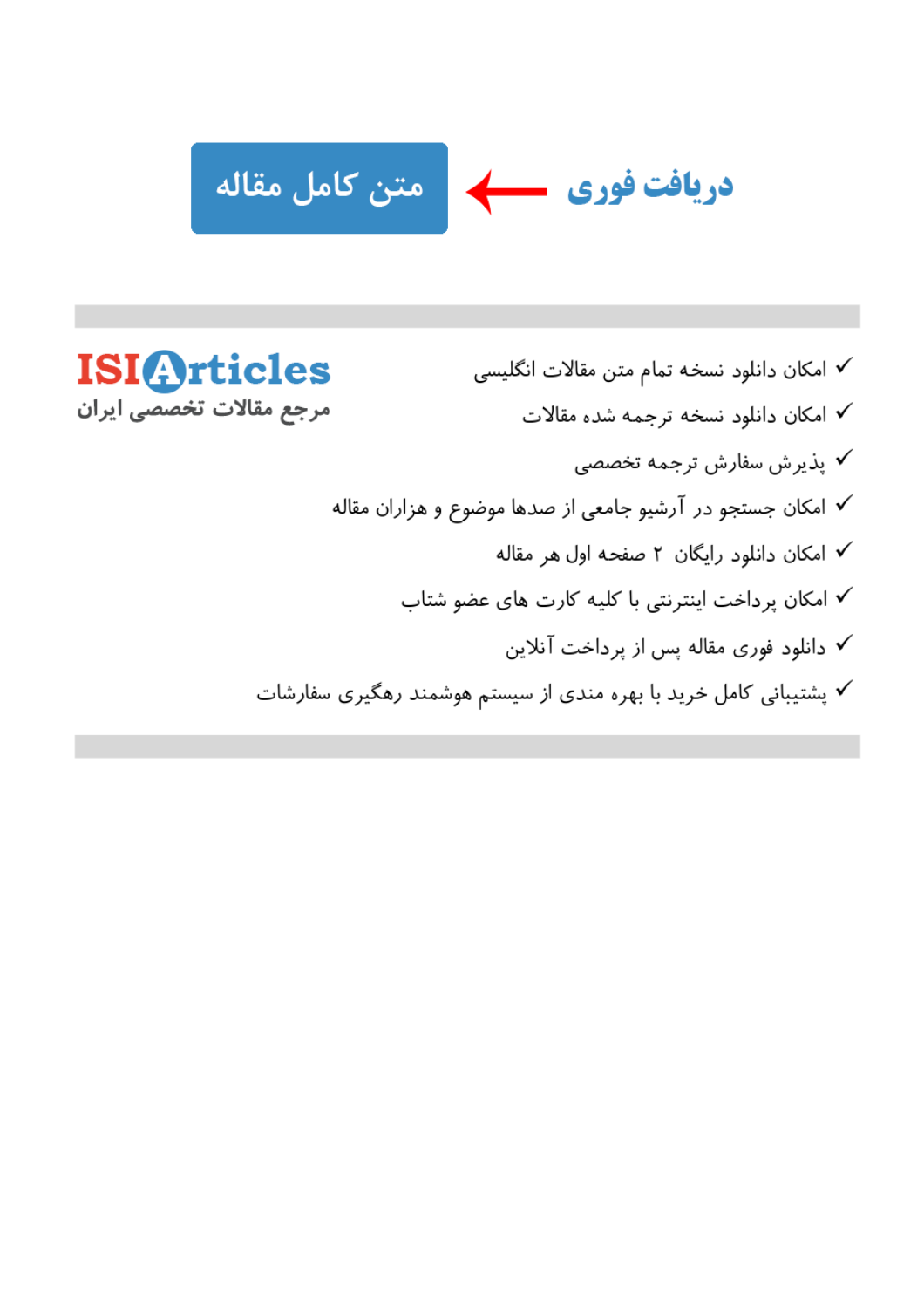دریافت فوری ← متن کامل مقاله

**ISIArticles**
مرجع مقالات تخصصی ایران

- ✓ امکان دانلود نسخه تمام متن مقالات انگلیسی
- ✓ امکان دانلود نسخه ترجمه شده مقالات
- ✓ پذیرش سفارش ترجمه تخصصی
- ✓ امکان جستجو در آرشیو جامعی از صدها موضوع و هزاران مقاله
- ✓ امکان دانلود رایگان ۲ صفحه اول هر مقاله
- ✓ امکان پرداخت اینترنتی با کلیه کارت های عضو شتاب
- ✓ دانلود فوری مقاله پس از پرداخت آنلاین
- ✓ پشتیبانی کامل خرید با بهره مندی از سیستم هوشمند رهگیری سفارشات